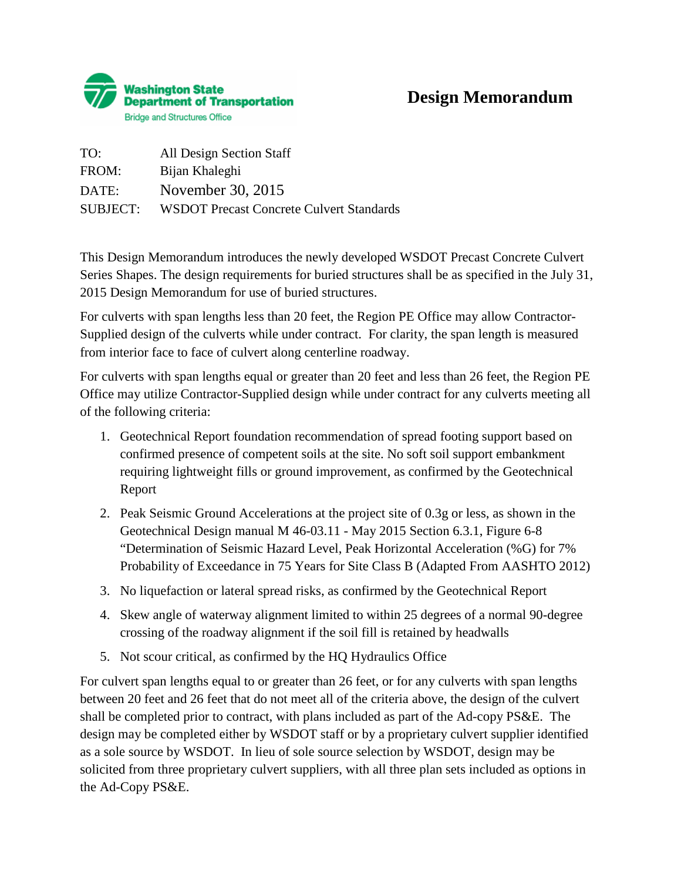Washington State Department of Transportation
Bridge and Structures Office

# Design Memorandum

TO: All Design Section Staff
FROM: Bijan Khaleghi
DATE: November 30, 2015
SUBJECT: WSDOT Precast Concrete Culvert Standards

This Design Memorandum introduces the newly developed WSDOT Precast Concrete Culvert Series Shapes. The design requirements for buried structures shall be as specified in the July 31, 2015 Design Memorandum for use of buried structures.

For culverts with span lengths less than 20 feet, the Region PE Office may allow Contractor-Supplied design of the culverts while under contract. For clarity, the span length is measured from interior face to face of culvert along centerline roadway.

For culverts with span lengths equal or greater than 20 feet and less than 26 feet, the Region PE Office may utilize Contractor-Supplied design while under contract for any culverts meeting all of the following criteria:

1. Geotechnical Report foundation recommendation of spread footing support based on confirmed presence of competent soils at the site. No soft soil support embankment requiring lightweight fills or ground improvement, as confirmed by the Geotechnical Report
2. Peak Seismic Ground Accelerations at the project site of 0.3g or less, as shown in the Geotechnical Design manual M 46-03.11 - May 2015 Section 6.3.1, Figure 6-8 "Determination of Seismic Hazard Level, Peak Horizontal Acceleration (%G) for 7% Probability of Exceedance in 75 Years for Site Class B (Adapted From AASHTO 2012)
3. No liquefaction or lateral spread risks, as confirmed by the Geotechnical Report
4. Skew angle of waterway alignment limited to within 25 degrees of a normal 90-degree crossing of the roadway alignment if the soil fill is retained by headwalls
5. Not scour critical, as confirmed by the HQ Hydraulics Office

For culvert span lengths equal to or greater than 26 feet, or for any culverts with span lengths between 20 feet and 26 feet that do not meet all of the criteria above, the design of the culvert shall be completed prior to contract, with plans included as part of the Ad-copy PS&E. The design may be completed either by WSDOT staff or by a proprietary culvert supplier identified as a sole source by WSDOT. In lieu of sole source selection by WSDOT, design may be solicited from three proprietary culvert suppliers, with all three plan sets included as options in the Ad-Copy PS&E.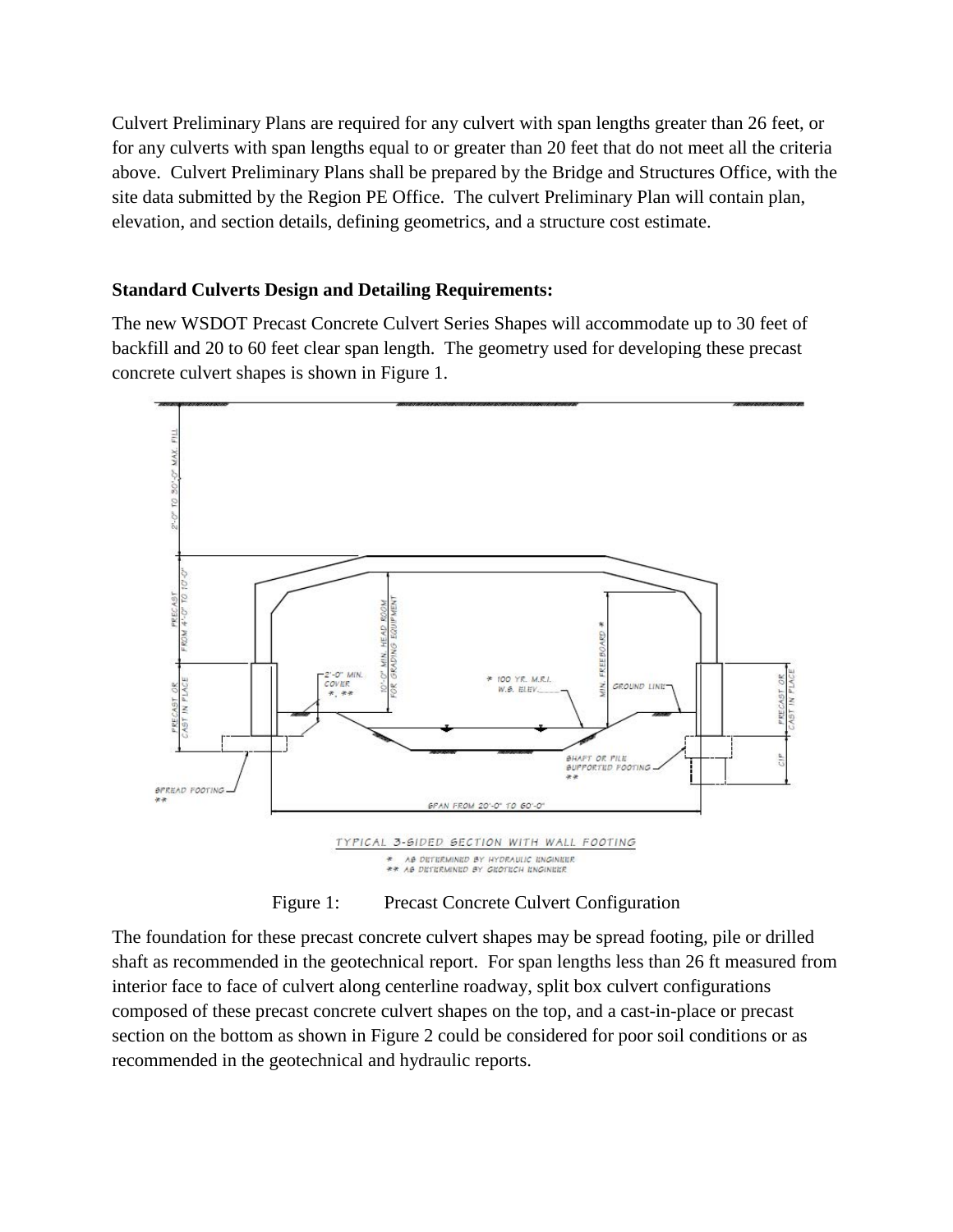Culvert Preliminary Plans are required for any culvert with span lengths greater than 26 feet, or for any culverts with span lengths equal to or greater than 20 feet that do not meet all the criteria above. Culvert Preliminary Plans shall be prepared by the Bridge and Structures Office, with the site data submitted by the Region PE Office. The culvert Preliminary Plan will contain plan, elevation, and section details, defining geometrics, and a structure cost estimate.

**Standard Culverts Design and Detailing Requirements:**

The new WSDOT Precast Concrete Culvert Series Shapes will accommodate up to 30 feet of backfill and 20 to 60 feet clear span length. The geometry used for developing these precast concrete culvert shapes is shown in Figure 1.

Figure 1: Precast Concrete Culvert Configuration

The foundation for these precast concrete culvert shapes may be spread footing, pile or drilled shaft as recommended in the geotechnical report. For span lengths less than 26 ft measured from interior face to face of culvert along centerline roadway, split box culvert configurations composed of these precast concrete culvert shapes on the top, and a cast-in-place or precast section on the bottom as shown in Figure 2 could be considered for poor soil conditions or as recommended in the geotechnical and hydraulic reports.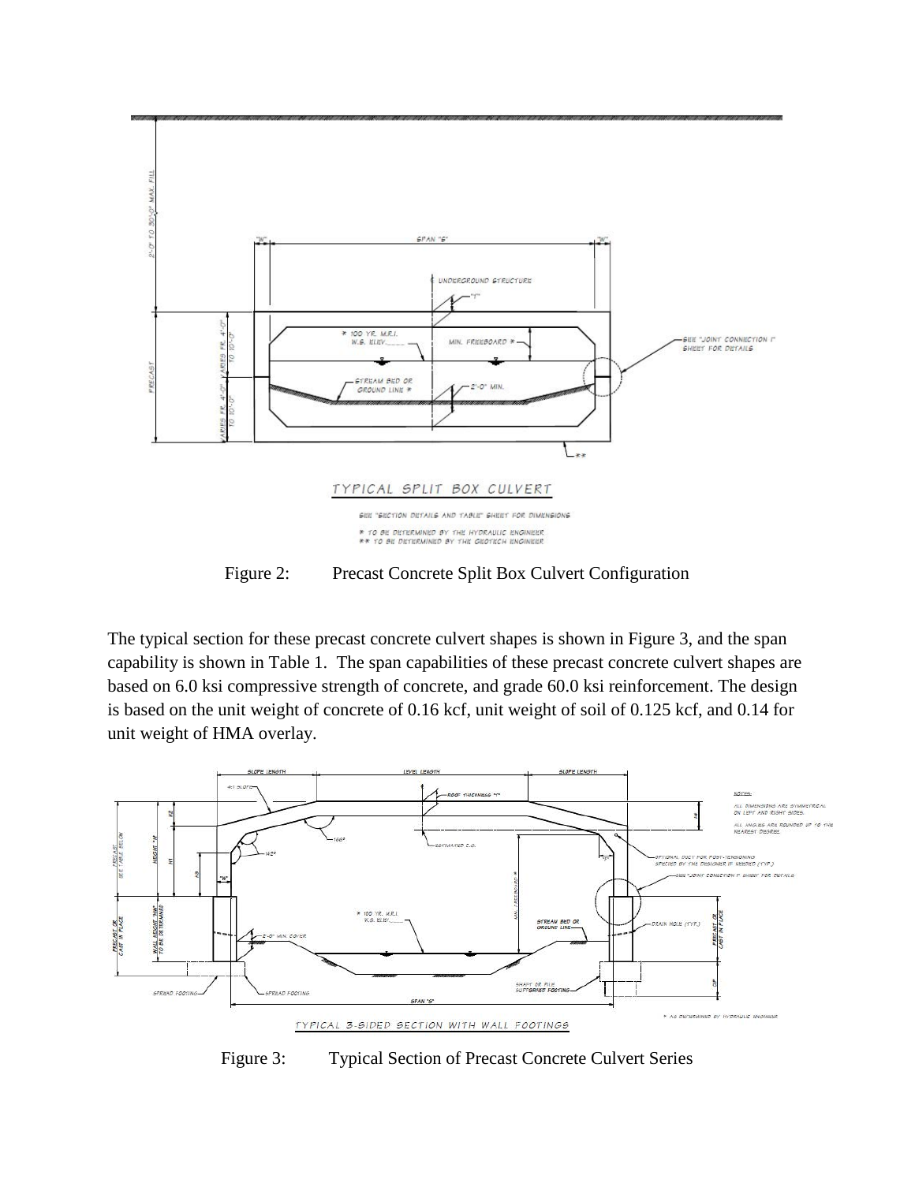Figure 2: Precast Concrete Split Box Culvert Configuration

The typical section for these precast concrete culvert shapes is shown in Figure 3, and the span capability is shown in Table 1. The span capabilities of these precast concrete culvert shapes are based on 6.0 ksi compressive strength of concrete, and grade 60.0 ksi reinforcement. The design is based on the unit weight of concrete of 0.16 kcf, unit weight of soil of 0.125 kcf, and 0.14 for unit weight of HMA overlay.

Figure 3: Typical Section of Precast Concrete Culvert Series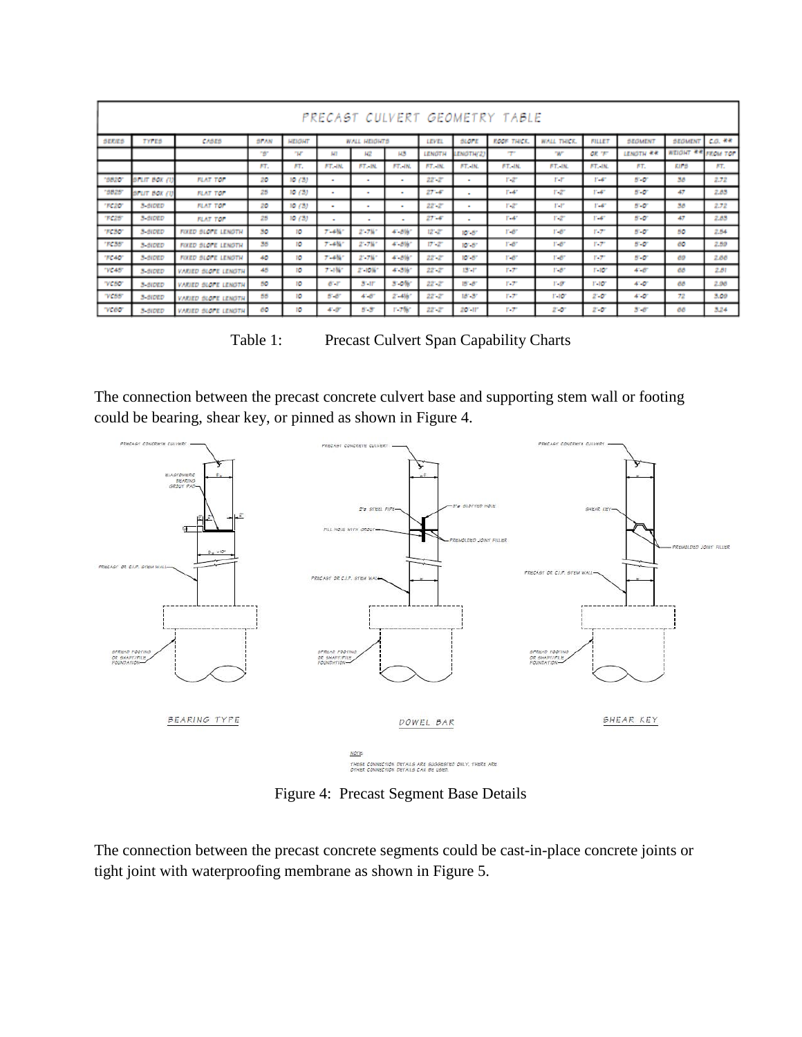| PRECAST CULVERT GEOMETRY TABLE | | | | | | | | | | | | | | | |
|---|---|---|---|---|---|---|---|---|---|---|---|---|---|---|---|
| SERIES | TYPES | CASES | SPAN | HEIGHT | WALL HEIGHTS | | | LEVEL | SLOPE | ROOF THICK. | WALL THICK. | FILLET | SEGMENT | SEGMENT | C.G. ** |
| | | | "S" | "H" | H1 | H2 | H3 | LENGTH | LENGTH(2) | "T" | "W" | OR "F" | LENGTH ** | WEIGHT ** | FROM TOP |
| | | | FT. | FT. | FT.-IN. | FT.-IN. | FT.-IN. | FT.-IN. | FT.-IN. | FT.-IN. | FT.-IN. | FT.-IN. | FT. | KIPS | FT. |
| "SB20" | SPLIT BOX (1) | FLAT TOP | 20 | 10 (3) | - | - | - | 22'-2" | - | 1'-2" | 1'-1" | 1'-6" | 5'-0" | 38 | 2.72 |
| "SB25" | SPLIT BOX (1) | FLAT TOP | 25 | 10 (3) | - | - | - | 27'-4" | - | 1'-4" | 1'-2" | 1'-6" | 5'-0" | 47 | 2.83 |
| "FC20" | 3-SIDED | FLAT TOP | 20 | 10 (3) | - | - | - | 22'-2" | - | 1'-2" | 1'-1" | 1'-6" | 5'-0" | 38 | 2.72 |
| "FC25" | 3-SIDED | FLAT TOP | 25 | 10 (3) | - | - | - | 27'-4" | - | 1'-4" | 1'-2" | 1'-6" | 5'-0" | 47 | 2.83 |
| "FC30" | 3-SIDED | FIXED SLOPE LENGTH | 30 | 10 | 7'-4¾" | 2'-7⅛" | 4'-8½" | 12'-2" | 10'-8" | 1'-8" | 1'-8" | 1'-7" | 5'-0" | 50 | 2.54 |
| "FC35" | 3-SIDED | FIXED SLOPE LENGTH | 35 | 10 | 7'-4¾" | 2'-7⅛" | 4'-8½" | 17'-2" | 10'-8" | 1'-8" | 1'-8" | 1'-7" | 5'-0" | 60 | 2.59 |
| "FC40" | 3-SIDED | FIXED SLOPE LENGTH | 40 | 10 | 7'-4¾" | 2'-7⅛" | 4'-8½" | 22'-2" | 10'-8" | 1'-8" | 1'-8" | 1'-7" | 5'-0" | 69 | 2.66 |
| "VC45" | 3-SIDED | VARIED SLOPE LENGTH | 45 | 10 | 7'-1⅜" | 2'-10⅝" | 4'-3⅜" | 22'-2" | 13'-1" | 1'-7" | 1'-8" | 1'-10" | 4'-6" | 66 | 2.81 |
| "VC50" | 3-SIDED | VARIED SLOPE LENGTH | 50 | 10 | 6'-1" | 3'-11" | 3'-0⅝" | 22'-2" | 15'-8" | 1'-7" | 1'-9" | 1'-10" | 4'-0" | 66 | 2.98 |
| "VC55" | 3-SIDED | VARIED SLOPE LENGTH | 55 | 10 | 5'-6" | 4'-6" | 2'-4⅜" | 22'-2" | 18'-3" | 1'-7" | 1'-10" | 2'-0" | 4'-0" | 72 | 3.09 |
| "VC60" | 3-SIDED | VARIED SLOPE LENGTH | 60 | 10 | 4'-9" | 5'-3" | 1'-7⅝" | 22'-2" | 20'-11" | 1'-7" | 2'-0" | 2'-0" | 3'-6" | 66 | 3.24 |

Table 1: Precast Culvert Span Capability Charts

The connection between the precast concrete culvert base and supporting stem wall or footing could be bearing, shear key, or pinned as shown in Figure 4.

Figure 4: Precast Segment Base Details

The connection between the precast concrete segments could be cast-in-place concrete joints or tight joint with waterproofing membrane as shown in Figure 5.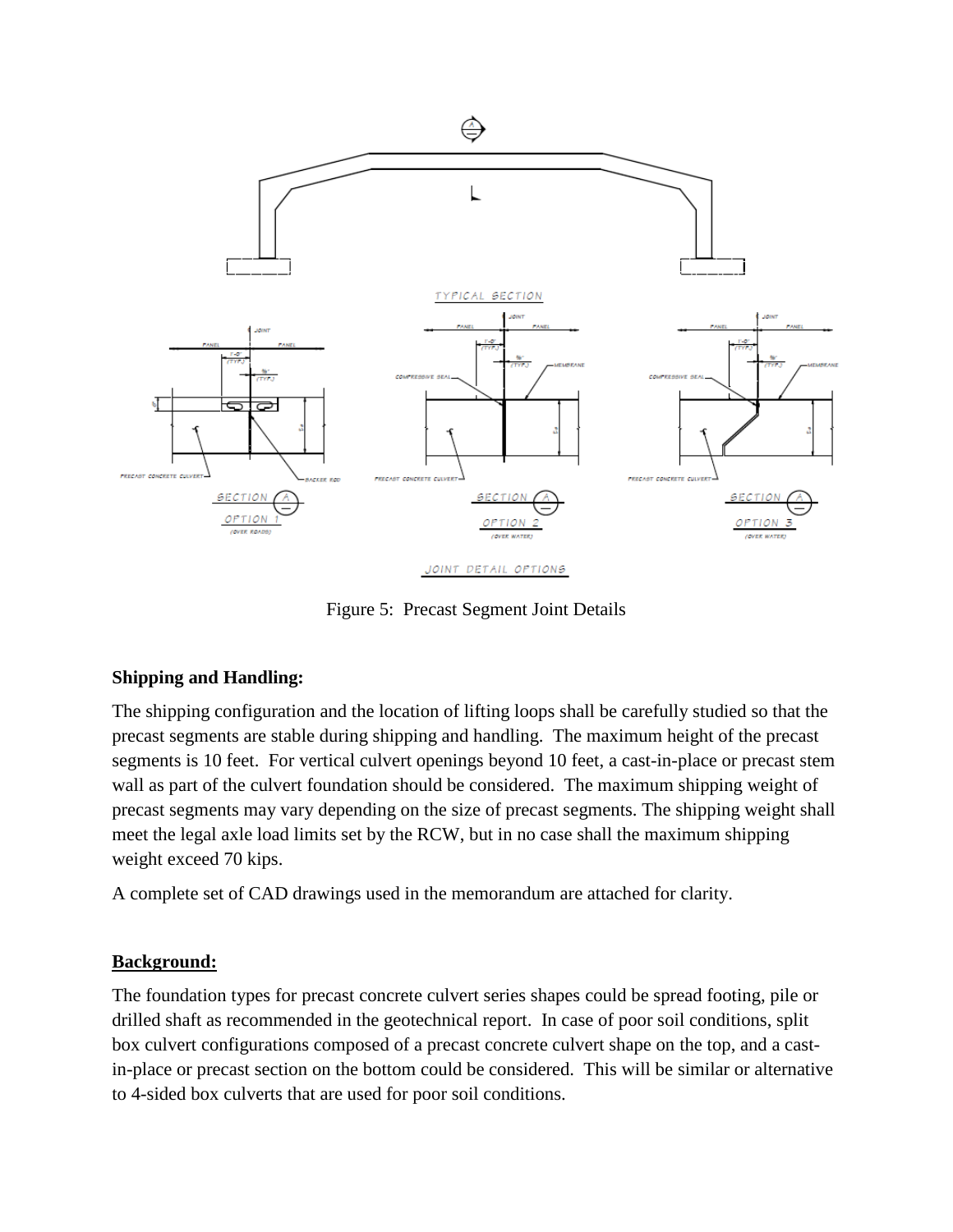Figure 5: Precast Segment Joint Details

**Shipping and Handling:**

The shipping configuration and the location of lifting loops shall be carefully studied so that the precast segments are stable during shipping and handling. The maximum height of the precast segments is 10 feet. For vertical culvert openings beyond 10 feet, a cast-in-place or precast stem wall as part of the culvert foundation should be considered. The maximum shipping weight of precast segments may vary depending on the size of precast segments. The shipping weight shall meet the legal axle load limits set by the RCW, but in no case shall the maximum shipping weight exceed 70 kips.

A complete set of CAD drawings used in the memorandum are attached for clarity.

**Background:**

The foundation types for precast concrete culvert series shapes could be spread footing, pile or drilled shaft as recommended in the geotechnical report. In case of poor soil conditions, split box culvert configurations composed of a precast concrete culvert shape on the top, and a cast-in-place or precast section on the bottom could be considered. This will be similar or alternative to 4-sided box culverts that are used for poor soil conditions.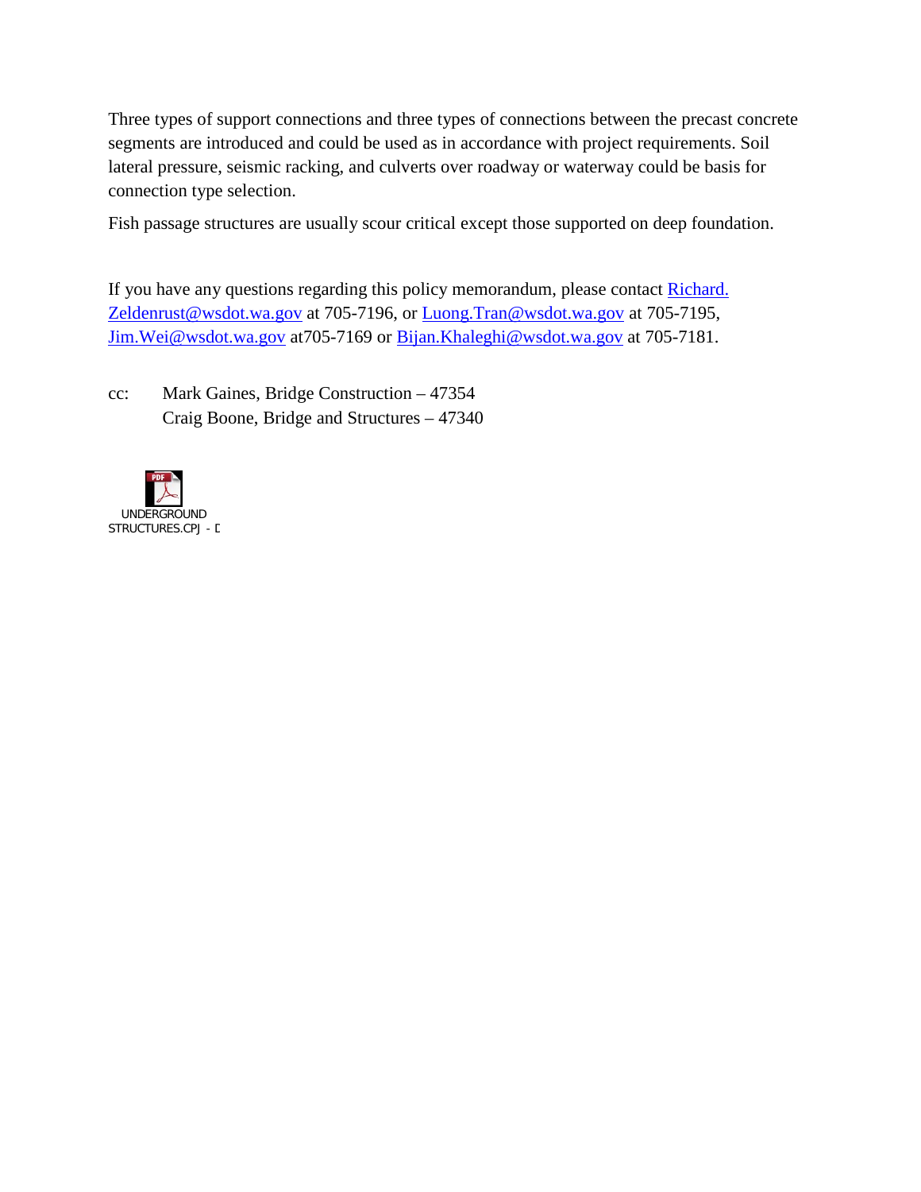Three types of support connections and three types of connections between the precast concrete segments are introduced and could be used as in accordance with project requirements. Soil lateral pressure, seismic racking, and culverts over roadway or waterway could be basis for connection type selection.

Fish passage structures are usually scour critical except those supported on deep foundation.

If you have any questions regarding this policy memorandum, please contact [Richard.Zeldenrust@wsdot.wa.gov](mailto:Richard.Zeldenrust@wsdot.wa.gov) at 705-7196, or [Luong.Tran@wsdot.wa.gov](mailto:Luong.Tran@wsdot.wa.gov) at 705-7195, [Jim.Wei@wsdot.wa.gov](mailto:Jim.Wei@wsdot.wa.gov) at705-7169 or [Bijan.Khaleghi@wsdot.wa.gov](mailto:Bijan.Khaleghi@wsdot.wa.gov) at 705-7181.

cc: Mark Gaines, Bridge Construction – 47354
Craig Boone, Bridge and Structures – 47340

UNDERGROUND STRUCTURES.CPJ - D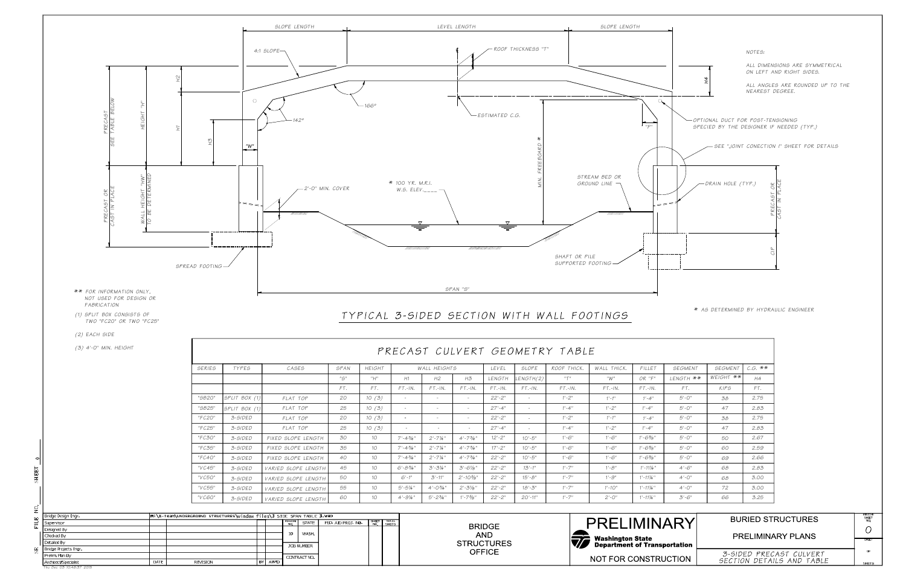# TYPICAL 3-SIDED SECTION WITH WALL FOOTINGS

SLOPE LENGTH — LEVEL LENGTH — SLOPE LENGTH

4:1 SLOPE

ROOF THICKNESS "T"

166°

142°

ESTIMATED C.G.

PRECAST SEE TABLE BELOW

HEIGHT "H"

H1, H2, H3, H4

"W"

"F"

OPTIONAL DUCT FOR POST-TENSIONING SPECIED BY THE DESIGNER IF NEEDED (TYP.)

SEE "JOINT CONECTION I" SHEET FOR DETAILS

PRECAST OR CAST IN PLACE

WALL HEIGHT "HW" TO BE DETERMINED

2'-0" MIN. COVER

\* 100 YR. M.R.I. W.S. ELEV.____

MIN. FREEBOARD \*

STREAM BED OR GROUND LINE

DRAIN HOLE (TYP.)

SPREAD FOOTING

SHAFT OR PILE SUPPORTED FOOTING

CIP

SPAN "S"

NOTES:

ALL DIMENSIONS ARE SYMMETRICAL ON LEFT AND RIGHT SIDES.

ALL ANGLES ARE ROUNDED UP TO THE NEAREST DEGREE.

\*\* FOR INFORMATION ONLY, NOT USED FOR DESIGN OR FABRICATION

(1) SPLIT BOX CONSISTS OF TWO "FC20" OR TWO "FC25"

(2) EACH SIDE

(3) 4'-0" MIN. HEIGHT

\* AS DETERMINED BY HYDRAULIC ENGINEER

## PRECAST CULVERT GEOMETRY TABLE

| SERIES | TYPES | CASES | SPAN | HEIGHT | WALL HEIGHTS | | | LEVEL | SLOPE | ROOF THICK. | WALL THICK. | FILLET | SEGMENT | SEGMENT | C.G. \*\* |
|---|---|---|---|---|---|---|---|---|---|---|---|---|---|---|---|
| | | | "S" | "H" | H1 | H2 | H3 | LENGTH | LENGTH(2) | "T" | "W" | OR "F" | LENGTH \*\* | WEIGHT \*\* | H4 |
| | | | FT. | FT. | FT.-IN. | FT.-IN. | FT.-IN. | FT.-IN. | FT.-IN. | FT.-IN. | FT.-IN. | FT.-IN. | FT. | KIPS | FT. |
| "SB20" | SPLIT BOX (1) | FLAT TOP | 20 | 10 (3) | - | - | - | 22'-2" | - | 1'-2" | 1'-1" | 1'-4" | 5'-0" | 38 | 2.75 |
| "SB25" | SPLIT BOX (1) | FLAT TOP | 25 | 10 (3) | - | - | - | 27'-4" | - | 1'-4" | 1'-2" | 1'-4" | 5'-0" | 47 | 2.83 |
| "FC20" | 3-SIDED | FLAT TOP | 20 | 10 (3) | - | - | - | 22'-2" | - | 1'-2" | 1'-1" | 1'-4" | 5'-0" | 38 | 2.75 |
| "FC25" | 3-SIDED | FLAT TOP | 25 | 10 (3) | - | - | - | 27'-4" | - | 1'-4" | 1'-2" | 1'-4" | 5'-0" | 47 | 2.83 |
| "FC30" | 3-SIDED | FIXED SLOPE LENGTH | 30 | 10 | 7'-4⅜" | 2'-7¼" | 4'-7⅜" | 12'-2" | 10'-5" | 1'-6" | 1'-6" | 1'-6⅜" | 5'-0" | 50 | 2.67 |
| "FC35" | 3-SIDED | FIXED SLOPE LENGTH | 35 | 10 | 7'-4⅜" | 2'-7¼" | 4'-7⅜" | 17'-2" | 10'-5" | 1'-6" | 1'-6" | 1'-6⅜" | 5'-0" | 60 | 2.59 |
| "FC40" | 3-SIDED | FIXED SLOPE LENGTH | 40 | 10 | 7'-4⅜" | 2'-7¼" | 4'-7⅜" | 22'-2" | 10'-5" | 1'-6" | 1'-6" | 1'-6⅜" | 5'-0" | 69 | 2.66 |
| "VC45" | 3-SIDED | VARIED SLOPE LENGTH | 45 | 10 | 6'-8⅝" | 3'-3⅛" | 3'-6⅛" | 22'-2" | 13'-1" | 1'-7" | 1'-8" | 1'-11¼" | 4'-6" | 68 | 2.83 |
| "VC50" | 3-SIDED | VARIED SLOPE LENGTH | 50 | 10 | 6'-1" | 3'-11" | 2'-10⅝" | 22'-2" | 15'-8" | 1'-7" | 1'-9" | 1'-11¼" | 4'-0" | 68 | 3.00 |
| "VC55" | 3-SIDED | VARIED SLOPE LENGTH | 55 | 10 | 5'-5¼" | 4'-6⅝" | 2'-3⅛" | 22'-2" | 18'-3" | 1'-7" | 1'-10" | 1'-11¼" | 4'-0" | 72 | 3.00 |
| "VC60" | 3-SIDED | VARIED SLOPE LENGTH | 60 | 10 | 4'-9¼" | 5'-2¾" | 1'-7⅝" | 22'-2" | 20'-11" | 1'-7" | 2'-0" | 1'-11¼" | 3'-6" | 66 | 3.25 |

| | DATE | REVISION | BY | APP'D |
|---|---|---|---|---|
| Bridge Design Engr. | | | | |
| Supervisor | | | | |
| Designed By | | | | |
| Checked By | | | | |
| Detailed By | | | | |
| Bridge Projects Engr. | | | | |
| Prelim. Plan By | | | | |
| Architect/Specialist | | | | |

M:\x-team\UNDERGROUND STRUCTURES\window files\3 SIDE SPAN TABLE 3.WMD

REGION NO. 10 — STATE WASH. — FED. AID PROJ. NO. — SHEET NO. — TOTAL SHEETS

JOB NUMBER

CONTRACT NO.

Thu Dec 03 10:48:37 2015

BRIDGE AND STRUCTURES OFFICE

PRELIMINARY

Washington State Department of Transportation

NOT FOR CONSTRUCTION

BURIED STRUCTURES

PRELIMINARY PLANS

3-SIDED PRECAST CULVERT SECTION DETAILS AND TABLE

BRIDGE SHEET NO. 0

SHEET _ OF _ SHEETS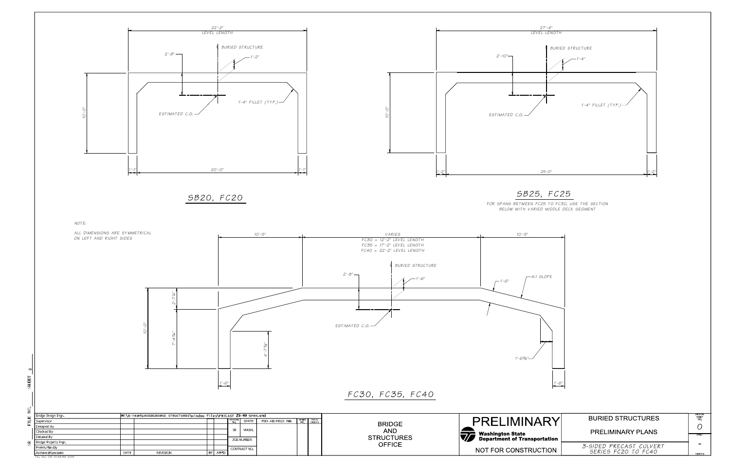## SB20, FC20

22'-2" LEVEL LENGTH

℄ BURIED STRUCTURE

2'-9"

1'-2"

1'-4" FILLET (TYP.)

ESTIMATED C.G.

10'-0"

1'-1" | 20'-0" | 1'-1"

## SB25, FC25

27'-4" LEVEL LENGTH

℄ BURIED STRUCTURE

2'-10"

1'-4"

1'-4" FILLET (TYP.)

ESTIMATED C.G.

10'-0"

1'-2" | 25'-0" | 1'-2"

FOR SPANS BETWEEN FC25 TO FC30, USE THE SECTION BELOW WITH VARIED MIDDLE DECK SEGMENT

NOTE:

ALL DIMENSIONS ARE SYMMETRICAL ON LEFT AND RIGHT SIDES

## FC30, FC35, FC40

10'-5" | VARIES | 10'-5"

FC30 = 12'-2" LEVEL LENGTH
FC35 = 17'-2" LEVEL LENGTH
FC40 = 22'-2" LEVEL LENGTH

℄ BURIED STRUCTURE

2'-8"

1'-6"

1'-6"

4:1 SLOPE

10'-0"

2'-7¼"

7'-4¾"

4'-7¾"

ESTIMATED C.G.

1'-6⅜"

1'-6" | 1'-6"

| Bridge Design Engr. | | | | |
|---|---|---|---|---|
| Supervisor | | | | |
| Designed By | | | | |
| Checked By | | | | |
| Detailed By | | | | |
| Bridge Projects Engr. | | | | |
| Prelim. Plan By | | | | |
| Architect/Specialist | DATE | REVISION | BY | APP'D |

M:\x-team\UNDERGROUND STRUCTURES\window files\PRECAST 25-40 SPAN.wnd

| REGION NO. | STATE | FED. AID PROJ. NO. | SHEET NO. | TOTAL SHEETS |
|---|---|---|---|---|
| 10 | WASH. | | | |
| JOB NUMBER | | | | |
| CONTRACT NO. | | | | |

BRIDGE AND STRUCTURES OFFICE

PRELIMINARY

Washington State Department of Transportation

NOT FOR CONSTRUCTION

BURIED STRUCTURES

PRELIMINARY PLANS

3-SIDED PRECAST CULVERT SERIES FC20 TO FC40

BRIDGE SHEET NO. 0

SHEET OF SHEETS

Thu Dec 03 10:48:38 2015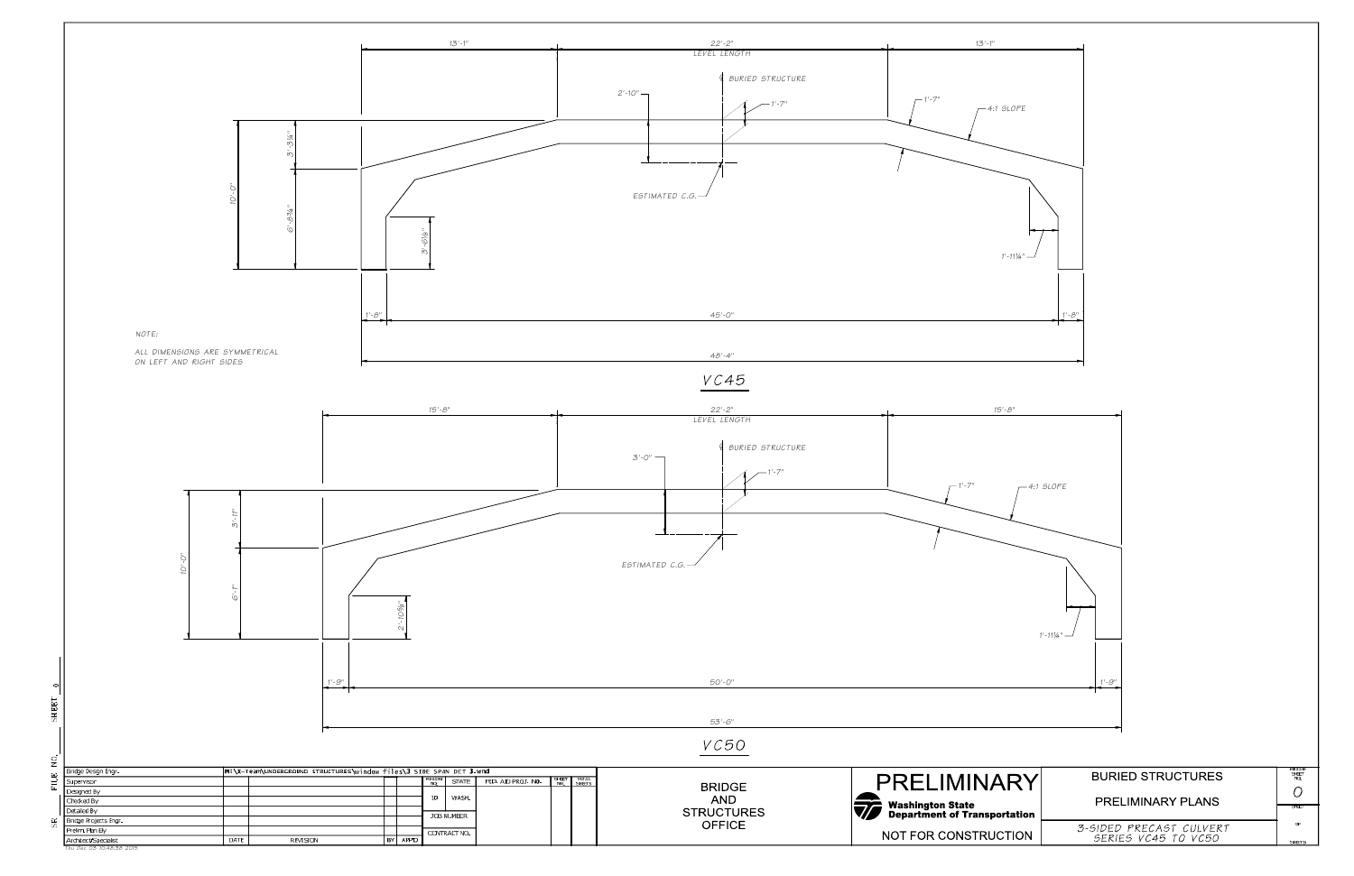## VC45

13'-1" | 22'-2" LEVEL LENGTH | 13'-1"

℄ BURIED STRUCTURE

2'-10"

1'-7"

1'-7"

4:1 SLOPE

ESTIMATED C.G.

10'-0"

3'-3¼"

6'-8¾"

3'-6½"

1'-11¼"

1'-8" | 45'-0" | 1'-8"

48'-4"

NOTE:

ALL DIMENSIONS ARE SYMMETRICAL ON LEFT AND RIGHT SIDES

## VC50

15'-8" | 22'-2" LEVEL LENGTH | 15'-8"

℄ BURIED STRUCTURE

3'-0"

1'-7"

1'-7"

4:1 SLOPE

ESTIMATED C.G.

10'-0"

3'-11"

6'-1"

2'-10⅝"

1'-11¼"

1'-9" | 50'-0" | 1'-9"

53'-6"

| | | | | | |
|---|---|---|---|---|---|
| Bridge Design Engr. | M:\X-Team\UNDERGROUND STRUCTURES\Window Files\3 SIDE SPAN DET 3.Wnd | | | | |
| Supervisor | | | | REGION NO. 10 | STATE WASH. |
| Designed By | | | | FED. AID PROJ. NO. | |
| Checked By | | | | JOB NUMBER | |
| Detailed By | | | | | |
| Bridge Projects Engr. | | | | CONTRACT NO. | |
| Prelim. Plan By | | | | | |
| Architect/Specialist | DATE | REVISION | BY | APP'D | |

BRIDGE AND STRUCTURES OFFICE

PRELIMINARY

Washington State Department of Transportation

NOT FOR CONSTRUCTION

BURIED STRUCTURES

PRELIMINARY PLANS

3-SIDED PRECAST CULVERT SERIES VC45 TO VC50

BRIDGE SHEET NO. 0

Thu Dec 03 10:48:38 2015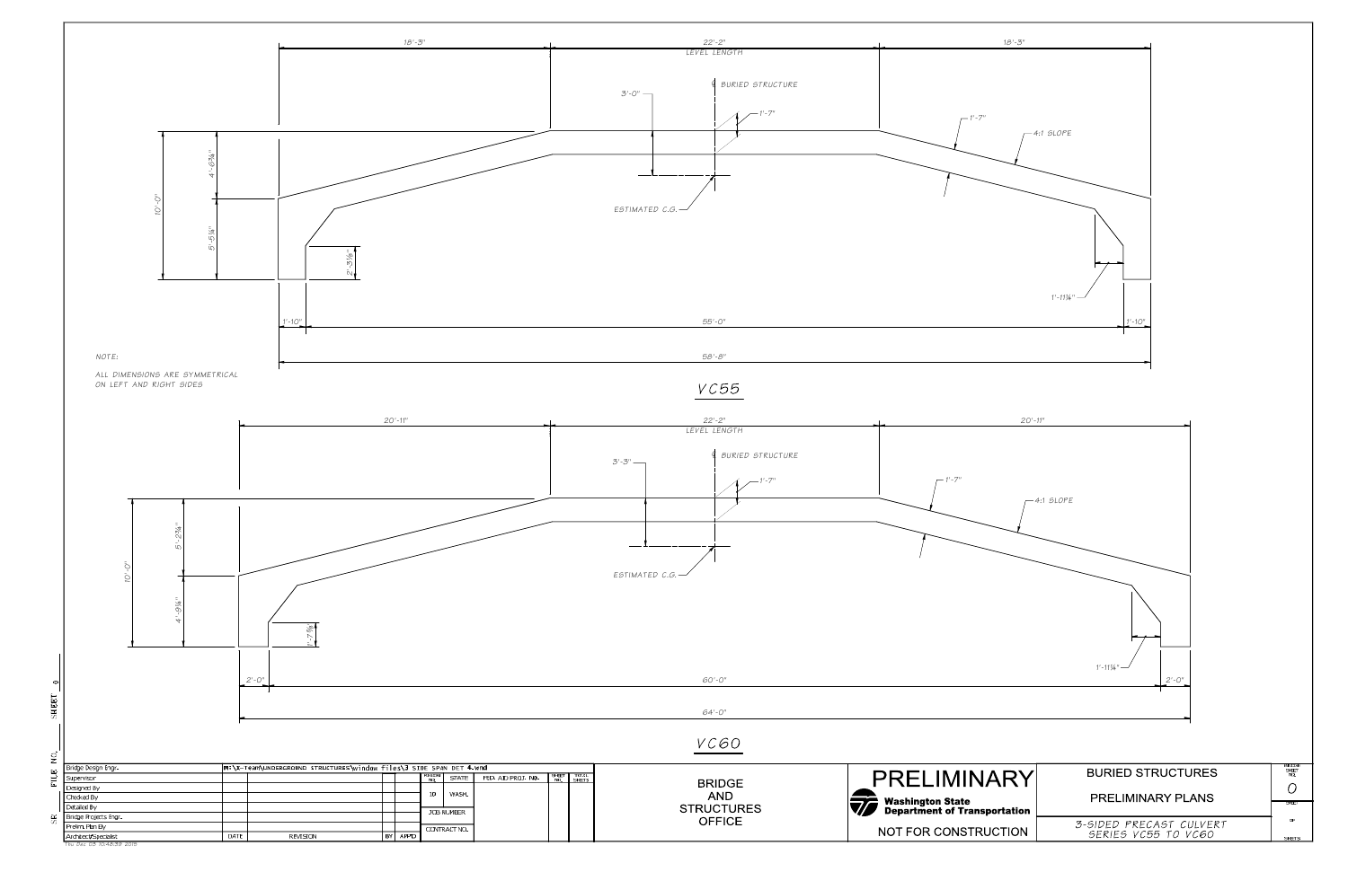## VC55

18'-3" | 22'-2" LEVEL LENGTH | 18'-3"

℄ BURIED STRUCTURE

3'-0"

1'-7"

1'-7"

4:1 SLOPE

ESTIMATED C.G.

10'-0"

4'-6¾"

5'-5¼"

2'-3⅛"

1'-11¼"

1'-10" | 55'-0" | 1'-10"

58'-8"

NOTE:

ALL DIMENSIONS ARE SYMMETRICAL ON LEFT AND RIGHT SIDES

## VC60

20'-11" | 22'-2" LEVEL LENGTH | 20'-11"

℄ BURIED STRUCTURE

3'-3"

1'-7"

1'-7"

4:1 SLOPE

ESTIMATED C.G.

10'-0"

5'-2¾"

4'-9¼"

1'-7⅝"

1'-11¼"

2'-0" | 60'-0" | 2'-0"

64'-0"

---

| Bridge Design Engr. | | | | |
|---|---|---|---|---|
| Supervisor | | | | |
| Designed By | | | | |
| Checked By | | | | |
| Detailed By | | | | |
| Bridge Projects Engr. | | | | |
| Prelim. Plan By | | | | |
| Architect/Specialist | DATE | REVISION | BY | APP'D |

M:\x-team\UNDERGROUND STRUCTURES\window files\3 SIDE SPAN DET 4.wnd

| REGION NO. | STATE | FED. AID PROJ. NO. | SHEET NO. | TOTAL SHEETS |
|---|---|---|---|---|
| 10 | WASH. | | | |

JOB NUMBER

CONTRACT NO.

BRIDGE AND STRUCTURES OFFICE

PRELIMINARY

Washington State Department of Transportation

NOT FOR CONSTRUCTION

BURIED STRUCTURES

PRELIMINARY PLANS

3-SIDED PRECAST CULVERT SERIES VC55 TO VC60

BRIDGE SHEET NO. 0

SHEET 0

Thu Dec 03 10:48:39 2015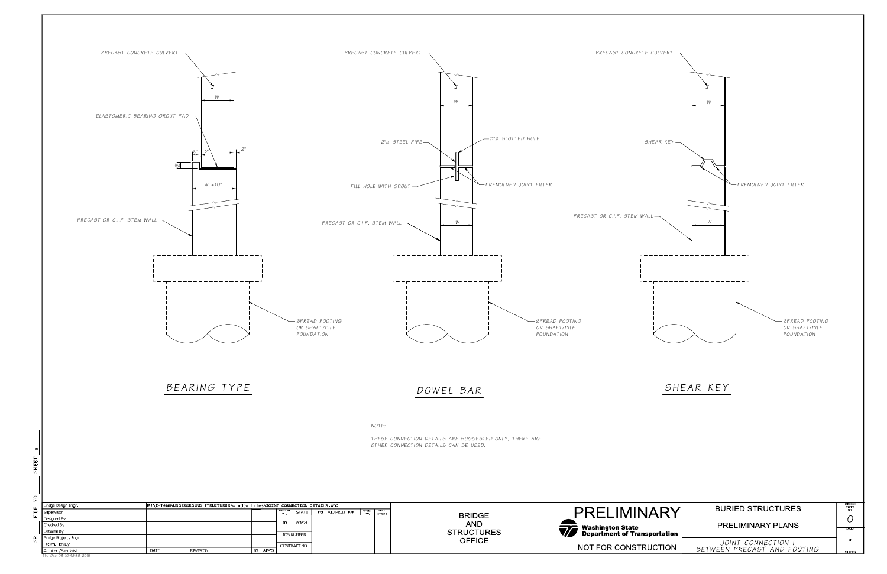PRECAST CONCRETE CULVERT

W

ELASTOMERIC BEARING GROUT PAD

6" 2" 2"

W +10"

PRECAST OR C.I.P. STEM WALL

SPREAD FOOTING OR SHAFT/PILE FOUNDATION

## BEARING TYPE

PRECAST CONCRETE CULVERT

W

2"⌀ STEEL PIPE

3"⌀ SLOTTED HOLE

FILL HOLE WITH GROUT

PREMOLDED JOINT FILLER

PRECAST OR C.I.P. STEM WALL

W

SPREAD FOOTING OR SHAFT/PILE FOUNDATION

## DOWEL BAR

PRECAST CONCRETE CULVERT

W

SHEAR KEY

PREMOLDED JOINT FILLER

PRECAST OR C.I.P. STEM WALL

W

SPREAD FOOTING OR SHAFT/PILE FOUNDATION

## SHEAR KEY

NOTE:

THESE CONNECTION DETAILS ARE SUGGESTED ONLY, THERE ARE OTHER CONNECTION DETAILS CAN BE USED.

| Bridge Design Engr. | | | | |
|---|---|---|---|---|
| Supervisor | | | | |
| Designed By | | | | |
| Checked By | | | | |
| Detailed By | | | | |
| Bridge Projects Engr. | | | | |
| Prelim. Plan By | | | | |
| Architect/Specialist | DATE | REVISION | BY | APP'D |

M:\X-TEAM\UNDERGROUND STRUCTURES\window files\JOINT CONNECTION DETAILS.wnd

| REGION NO. | STATE | FED. AID PROJ. NO. | SHEET NO. | TOTAL SHEETS |
|---|---|---|---|---|
| 10 | WASH. | | | |
| JOB NUMBER | | | | |
| CONTRACT NO. | | | | |

BRIDGE AND STRUCTURES OFFICE

PRELIMINARY

Washington State Department of Transportation

NOT FOR CONSTRUCTION

BURIED STRUCTURES

PRELIMINARY PLANS

JOINT CONNECTION 1 BETWEEN PRECAST AND FOOTING

BRIDGE SHEET NO. 0

SHEET OF SHEETS

FILE NO. ____ SHEET 0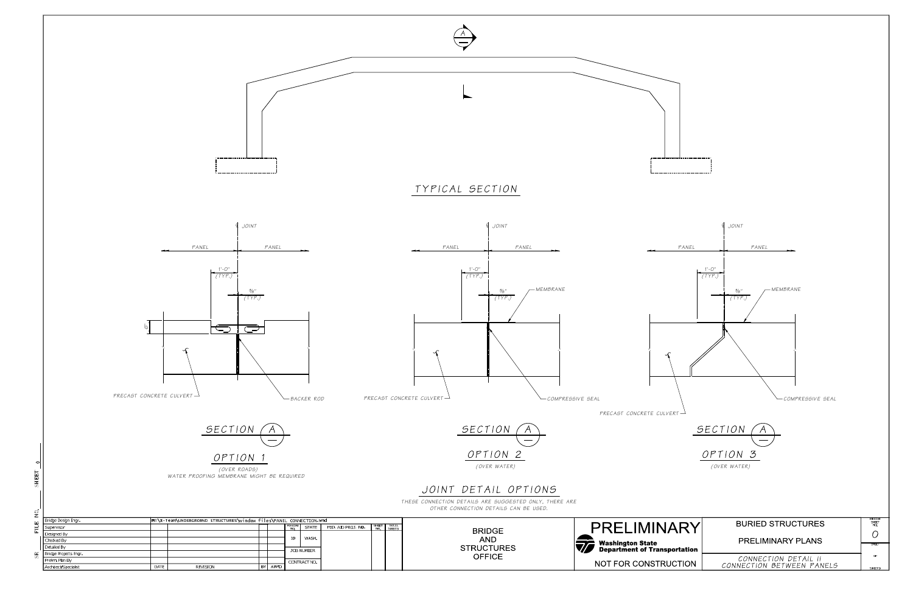## TYPICAL SECTION

A

## JOINT DETAIL OPTIONS

℄ JOINT

PANEL PANEL

1'-0" (TYP.)

⅜" (TYP.)

6"

PRECAST CONCRETE CULVERT

BACKER ROD

### SECTION A

### OPTION 1

(OVER ROADS)
WATER PROOFING MEMBRANE MIGHT BE REQUIRED

℄ JOINT

PANEL PANEL

1'-0" (TYP.)

⅜" (TYP.)

MEMBRANE

PRECAST CONCRETE CULVERT

COMPRESSIVE SEAL

### SECTION A

### OPTION 2

(OVER WATER)

℄ JOINT

PANEL PANEL

1'-0" (TYP.)

⅜" (TYP.)

MEMBRANE

PRECAST CONCRETE CULVERT

COMPRESSIVE SEAL

### SECTION A

### OPTION 3

(OVER WATER)

THESE CONNECTION DETAILS ARE SUGGESTED ONLY, THERE ARE OTHER CONNECTION DETAILS CAN BE USED.

| | | | | | |
|---|---|---|---|---|---|
| Bridge Design Engr. | | | | | |
| Supervisor | | | | | |
| Designed By | | | | | |
| Checked By | | | | | |
| Detailed By | | | | | |
| Bridge Projects Engr. | | | | | |
| Prelim. Plan By | | | | | |
| Architect/Specialist | DATE | REVISION | BY | APP'D | |

M:\x-team\UNDERGROUND STRUCTURES\window files\PANEL CONNECTION.wnd

| REGION NO. | STATE | FED. AID PROJ. NO. | SHEET NO. | TOTAL SHEETS |
|---|---|---|---|---|
| 10 | WASH. | | | |
| JOB NUMBER | | | | |
| CONTRACT NO. | | | | |

BRIDGE AND STRUCTURES OFFICE

PRELIMINARY

Washington State Department of Transportation

NOT FOR CONSTRUCTION

BURIED STRUCTURES

PRELIMINARY PLANS

CONNECTION DETAIL II
CONNECTION BETWEEN PANELS

BRIDGE SHEET NO. O

PREL. OF SHEETS

SR FILE NO. SHEET O